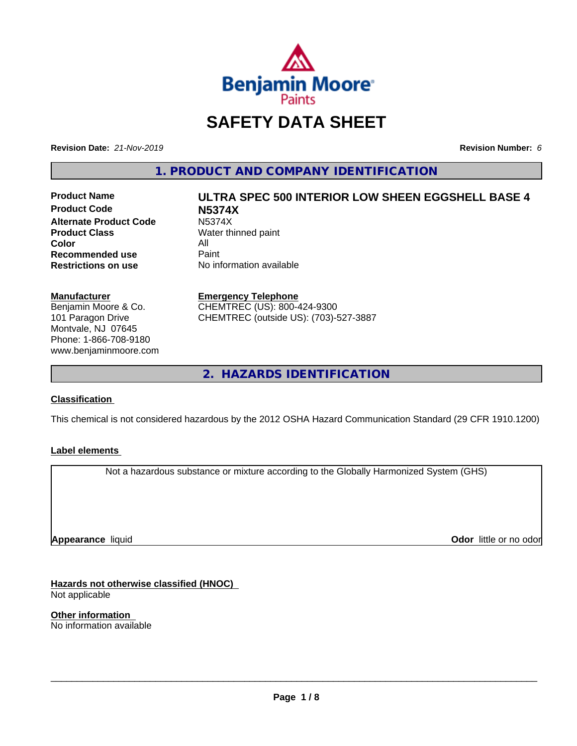# SAFETY DATA SHEET

**Revision Date:** *21-Nov-2019*

**Revision Number:** *6*

## 1. PRODUCT AND COMPANY IDENTIFICATION

| | |
|---|---|
| **Product Name** | **ULTRA SPEC 500 INTERIOR LOW SHEEN EGGSHELL BASE 4** |
| **Product Code** | **N5374X** |
| **Alternate Product Code** | N5374X |
| **Product Class** | Water thinned paint |
| **Color** | All |
| **Recommended use** | Paint |
| **Restrictions on use** | No information available |

**Manufacturer**
Benjamin Moore & Co.
101 Paragon Drive
Montvale, NJ 07645
Phone: 1-866-708-9180
www.benjaminmoore.com

**Emergency Telephone**
CHEMTREC (US): 800-424-9300
CHEMTREC (outside US): (703)-527-3887

## 2. HAZARDS IDENTIFICATION

### Classification

This chemical is not considered hazardous by the 2012 OSHA Hazard Communication Standard (29 CFR 1910.1200)

### Label elements

Not a hazardous substance or mixture according to the Globally Harmonized System (GHS)

**Appearance** liquid

**Odor** little or no odor

### Hazards not otherwise classified (HNOC)

Not applicable

### Other information

No information available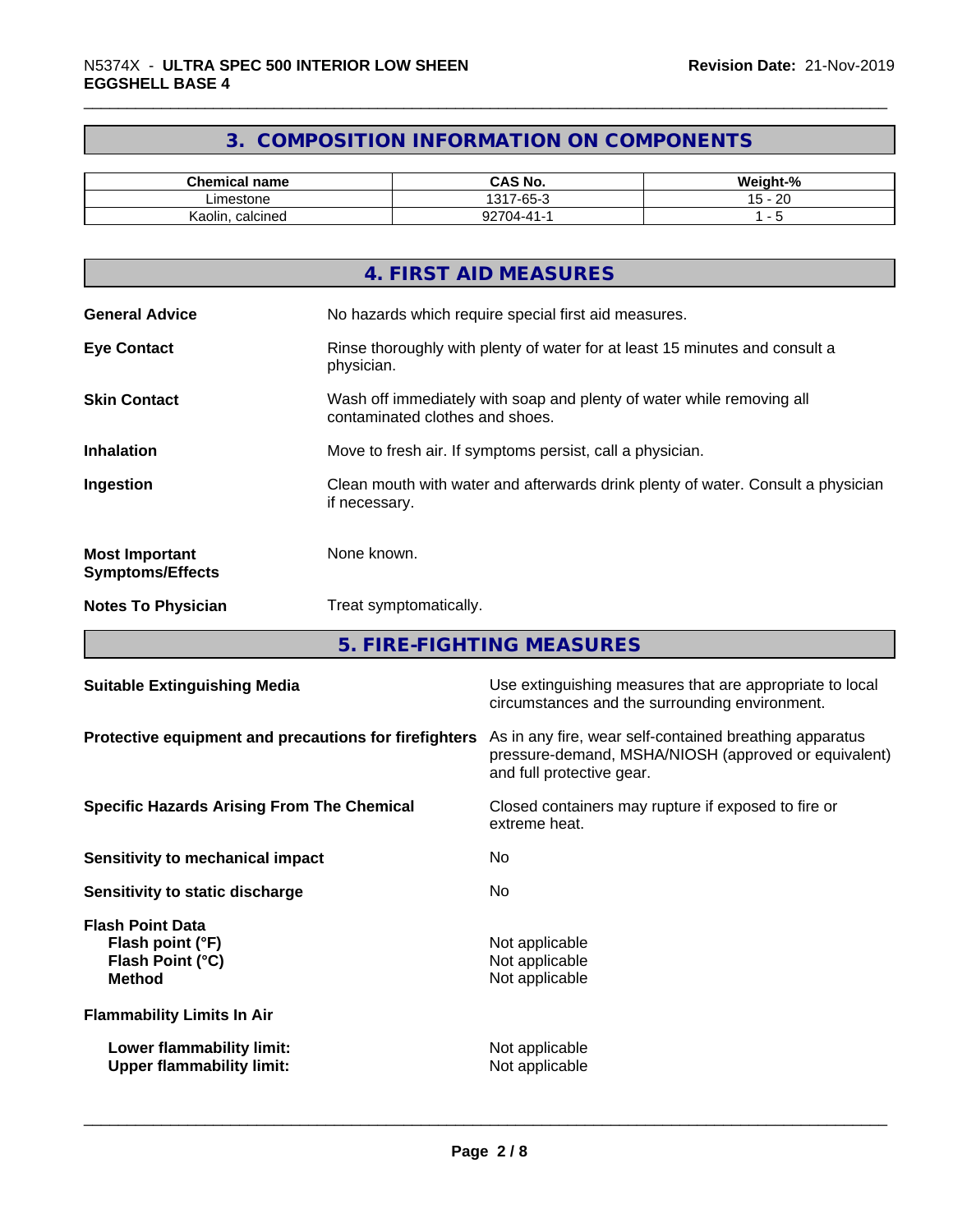## 3. COMPOSITION INFORMATION ON COMPONENTS

| Chemical name | CAS No. | Weight-% |
|---|---|---|
| Limestone | 1317-65-3 | 15 - 20 |
| Kaolin, calcined | 92704-41-1 | 1 - 5 |

## 4. FIRST AID MEASURES

**General Advice** No hazards which require special first aid measures.

**Eye Contact** Rinse thoroughly with plenty of water for at least 15 minutes and consult a physician.

**Skin Contact** Wash off immediately with soap and plenty of water while removing all contaminated clothes and shoes.

**Inhalation** Move to fresh air. If symptoms persist, call a physician.

**Ingestion** Clean mouth with water and afterwards drink plenty of water. Consult a physician if necessary.

**Most Important Symptoms/Effects** None known.

**Notes To Physician** Treat symptomatically.

## 5. FIRE-FIGHTING MEASURES

**Suitable Extinguishing Media** Use extinguishing measures that are appropriate to local circumstances and the surrounding environment.

**Protective equipment and precautions for firefighters** As in any fire, wear self-contained breathing apparatus pressure-demand, MSHA/NIOSH (approved or equivalent) and full protective gear.

**Specific Hazards Arising From The Chemical** Closed containers may rupture if exposed to fire or extreme heat.

**Sensitivity to mechanical impact** No

**Sensitivity to static discharge** No

**Flash Point Data**
**Flash point (°F)** Not applicable
**Flash Point (°C)** Not applicable
**Method** Not applicable

**Flammability Limits In Air**

**Lower flammability limit:** Not applicable
**Upper flammability limit:** Not applicable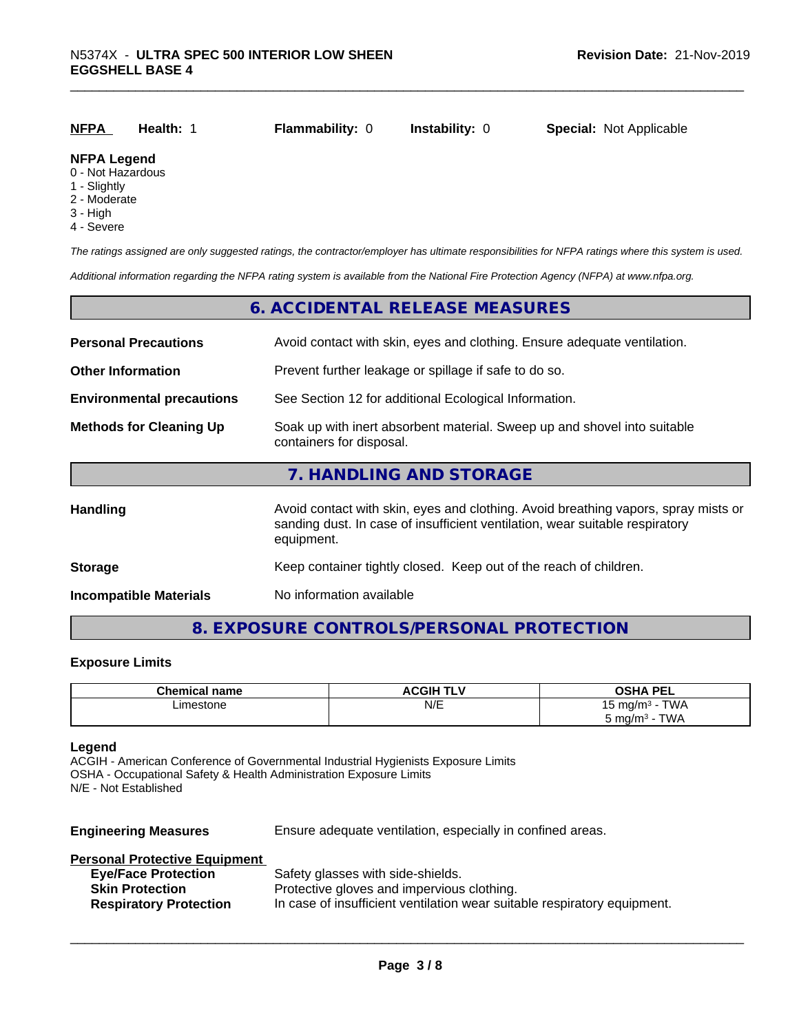| NFPA | Health: 1 | Flammability: 0 | Instability: 0 | Special: Not Applicable |
|---|---|---|---|---|

**NFPA Legend**
0 - Not Hazardous
1 - Slightly
2 - Moderate
3 - High
4 - Severe

*The ratings assigned are only suggested ratings, the contractor/employer has ultimate responsibilities for NFPA ratings where this system is used.*

*Additional information regarding the NFPA rating system is available from the National Fire Protection Agency (NFPA) at www.nfpa.org.*

## 6. ACCIDENTAL RELEASE MEASURES

**Personal Precautions** Avoid contact with skin, eyes and clothing. Ensure adequate ventilation.

**Other Information** Prevent further leakage or spillage if safe to do so.

**Environmental precautions** See Section 12 for additional Ecological Information.

**Methods for Cleaning Up** Soak up with inert absorbent material. Sweep up and shovel into suitable containers for disposal.

## 7. HANDLING AND STORAGE

**Handling** Avoid contact with skin, eyes and clothing. Avoid breathing vapors, spray mists or sanding dust. In case of insufficient ventilation, wear suitable respiratory equipment.

**Storage** Keep container tightly closed. Keep out of the reach of children.

**Incompatible Materials** No information available

## 8. EXPOSURE CONTROLS/PERSONAL PROTECTION

### Exposure Limits

| Chemical name | ACGIH TLV | OSHA PEL |
|---|---|---|
| Limestone | N/E | 15 mg/m³ - TWA<br>5 mg/m³ - TWA |

**Legend**
ACGIH - American Conference of Governmental Industrial Hygienists Exposure Limits
OSHA - Occupational Safety & Health Administration Exposure Limits
N/E - Not Established

**Engineering Measures** Ensure adequate ventilation, especially in confined areas.

**Personal Protective Equipment**
- **Eye/Face Protection** Safety glasses with side-shields.
- **Skin Protection** Protective gloves and impervious clothing.
- **Respiratory Protection** In case of insufficient ventilation wear suitable respiratory equipment.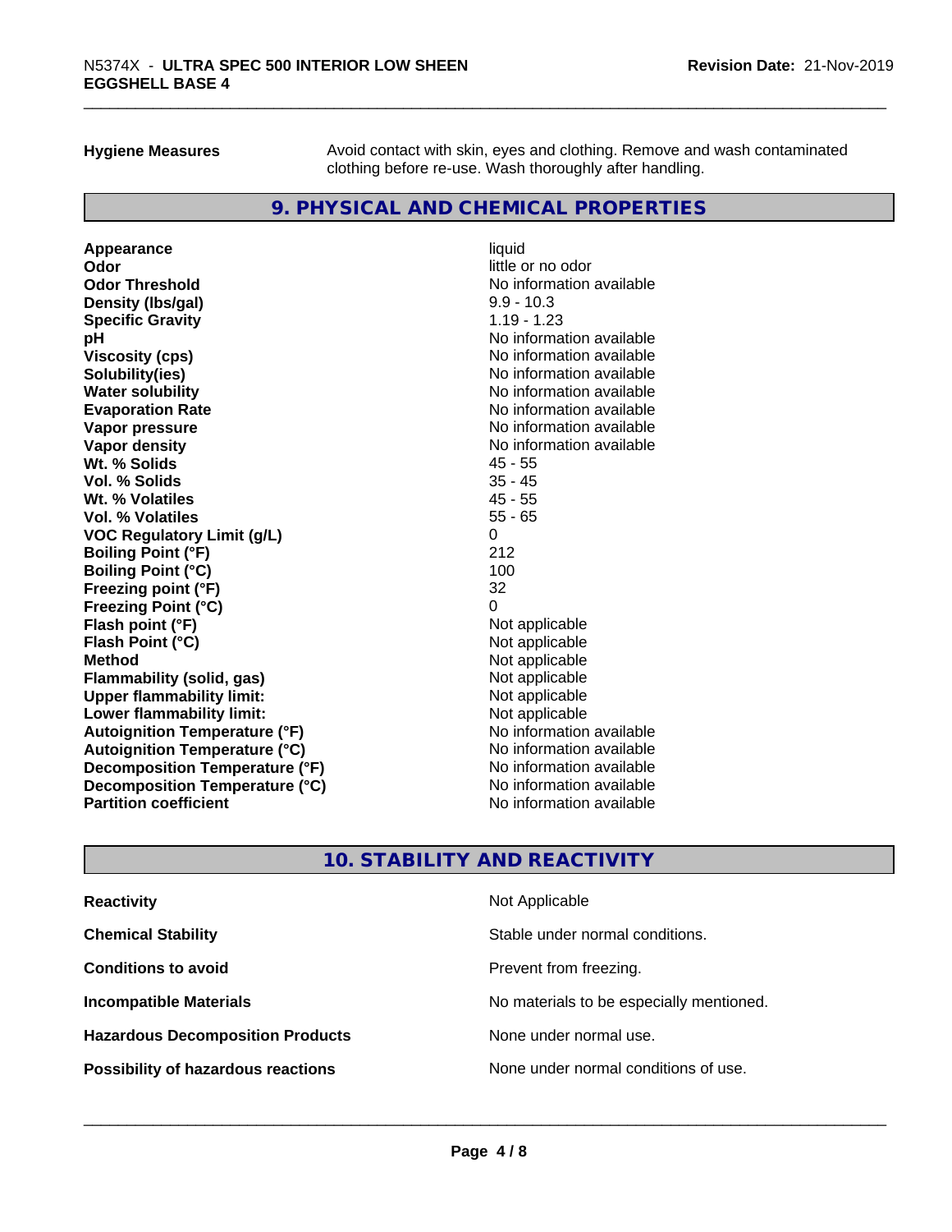**Hygiene Measures** Avoid contact with skin, eyes and clothing. Remove and wash contaminated clothing before re-use. Wash thoroughly after handling.

## 9. PHYSICAL AND CHEMICAL PROPERTIES

| | |
|---|---|
| **Appearance** | liquid |
| **Odor** | little or no odor |
| **Odor Threshold** | No information available |
| **Density (lbs/gal)** | 9.9 - 10.3 |
| **Specific Gravity** | 1.19 - 1.23 |
| **pH** | No information available |
| **Viscosity (cps)** | No information available |
| **Solubility(ies)** | No information available |
| **Water solubility** | No information available |
| **Evaporation Rate** | No information available |
| **Vapor pressure** | No information available |
| **Vapor density** | No information available |
| **Wt. % Solids** | 45 - 55 |
| **Vol. % Solids** | 35 - 45 |
| **Wt. % Volatiles** | 45 - 55 |
| **Vol. % Volatiles** | 55 - 65 |
| **VOC Regulatory Limit (g/L)** | 0 |
| **Boiling Point (°F)** | 212 |
| **Boiling Point (°C)** | 100 |
| **Freezing point (°F)** | 32 |
| **Freezing Point (°C)** | 0 |
| **Flash point (°F)** | Not applicable |
| **Flash Point (°C)** | Not applicable |
| **Method** | Not applicable |
| **Flammability (solid, gas)** | Not applicable |
| **Upper flammability limit:** | Not applicable |
| **Lower flammability limit:** | Not applicable |
| **Autoignition Temperature (°F)** | No information available |
| **Autoignition Temperature (°C)** | No information available |
| **Decomposition Temperature (°F)** | No information available |
| **Decomposition Temperature (°C)** | No information available |
| **Partition coefficient** | No information available |

## 10. STABILITY AND REACTIVITY

| | |
|---|---|
| **Reactivity** | Not Applicable |
| **Chemical Stability** | Stable under normal conditions. |
| **Conditions to avoid** | Prevent from freezing. |
| **Incompatible Materials** | No materials to be especially mentioned. |
| **Hazardous Decomposition Products** | None under normal use. |
| **Possibility of hazardous reactions** | None under normal conditions of use. |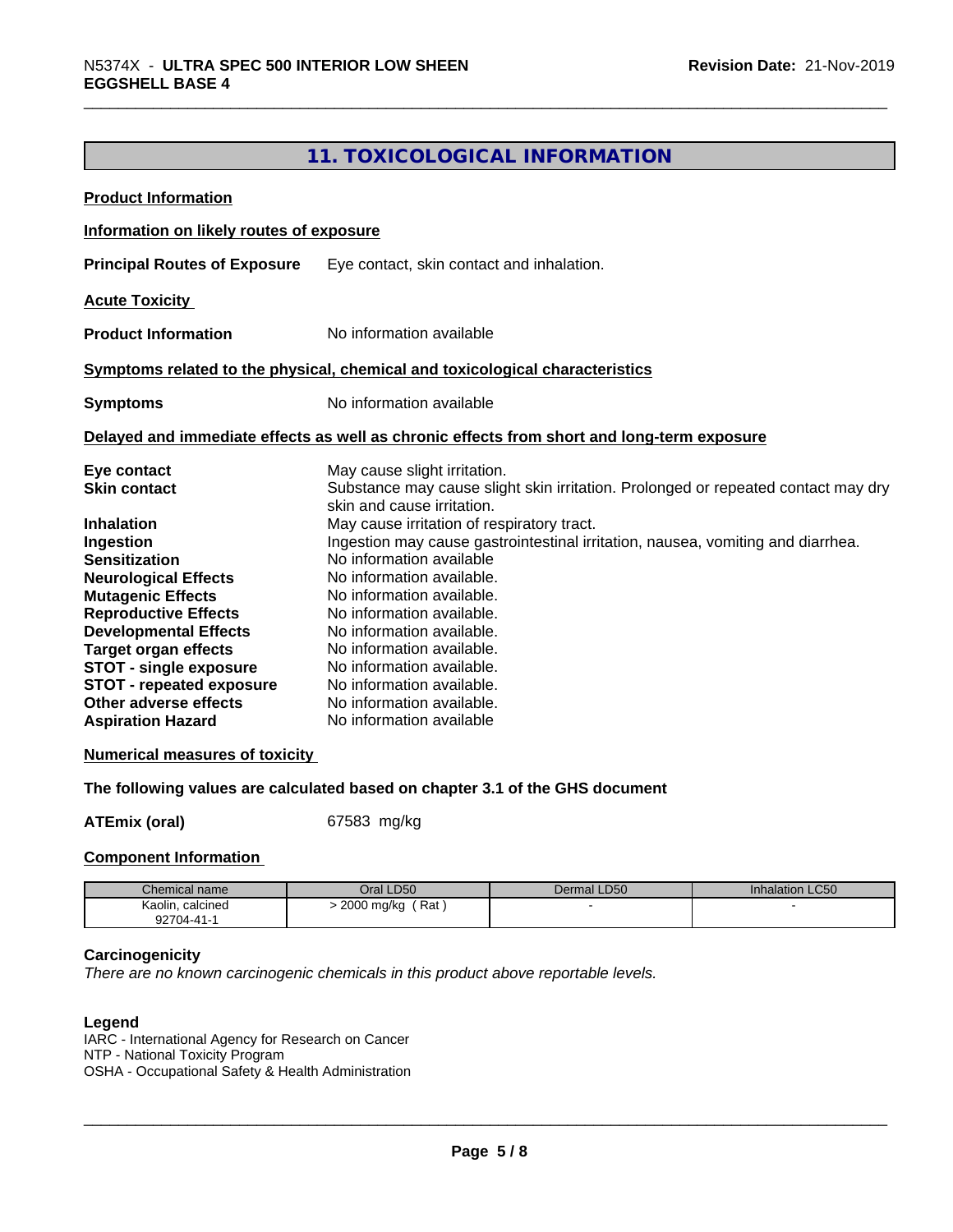## 11. TOXICOLOGICAL INFORMATION

**Product Information**

**Information on likely routes of exposure**

**Principal Routes of Exposure** Eye contact, skin contact and inhalation.

**Acute Toxicity**

**Product Information** No information available

**Symptoms related to the physical, chemical and toxicological characteristics**

**Symptoms** No information available

**Delayed and immediate effects as well as chronic effects from short and long-term exposure**

**Eye contact** May cause slight irritation.
**Skin contact** Substance may cause slight skin irritation. Prolonged or repeated contact may dry skin and cause irritation.
**Inhalation** May cause irritation of respiratory tract.
**Ingestion** Ingestion may cause gastrointestinal irritation, nausea, vomiting and diarrhea.
**Sensitization** No information available
**Neurological Effects** No information available.
**Mutagenic Effects** No information available.
**Reproductive Effects** No information available.
**Developmental Effects** No information available.
**Target organ effects** No information available.
**STOT - single exposure** No information available.
**STOT - repeated exposure** No information available.
**Other adverse effects** No information available.
**Aspiration Hazard** No information available

**Numerical measures of toxicity**

**The following values are calculated based on chapter 3.1 of the GHS document**

**ATEmix (oral)** 67583 mg/kg

**Component Information**

| Chemical name | Oral LD50 | Dermal LD50 | Inhalation LC50 |
|---|---|---|---|
| Kaolin, calcined 92704-41-1 | > 2000 mg/kg ( Rat ) | - | - |

**Carcinogenicity**

*There are no known carcinogenic chemicals in this product above reportable levels.*

**Legend**
IARC - International Agency for Research on Cancer
NTP - National Toxicity Program
OSHA - Occupational Safety & Health Administration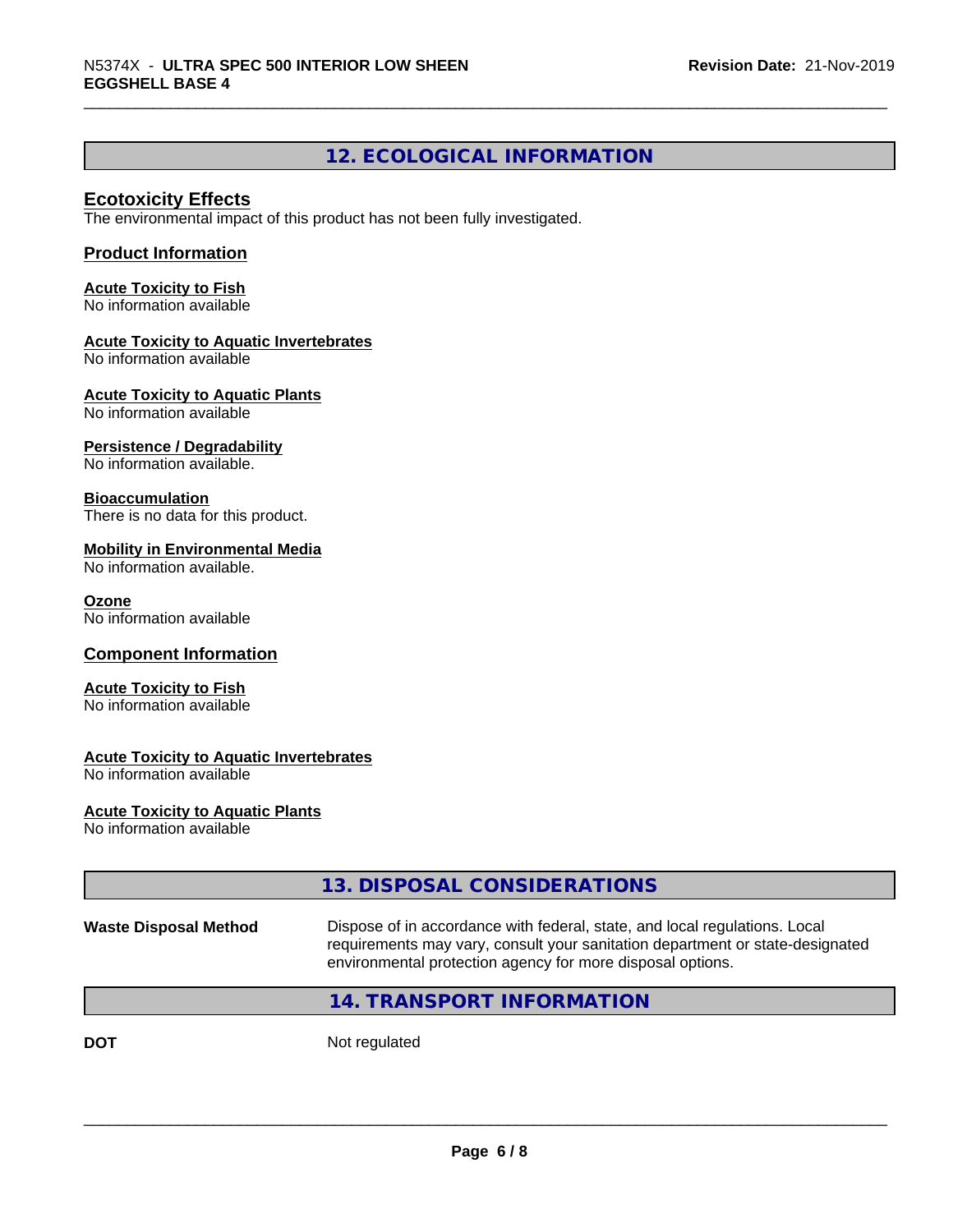## 12. ECOLOGICAL INFORMATION

### Ecotoxicity Effects

The environmental impact of this product has not been fully investigated.

### Product Information

**Acute Toxicity to Fish**
No information available

**Acute Toxicity to Aquatic Invertebrates**
No information available

**Acute Toxicity to Aquatic Plants**
No information available

**Persistence / Degradability**
No information available.

**Bioaccumulation**
There is no data for this product.

**Mobility in Environmental Media**
No information available.

**Ozone**
No information available

### Component Information

**Acute Toxicity to Fish**
No information available

**Acute Toxicity to Aquatic Invertebrates**
No information available

**Acute Toxicity to Aquatic Plants**
No information available

## 13. DISPOSAL CONSIDERATIONS

**Waste Disposal Method** Dispose of in accordance with federal, state, and local regulations. Local requirements may vary, consult your sanitation department or state-designated environmental protection agency for more disposal options.

## 14. TRANSPORT INFORMATION

**DOT** Not regulated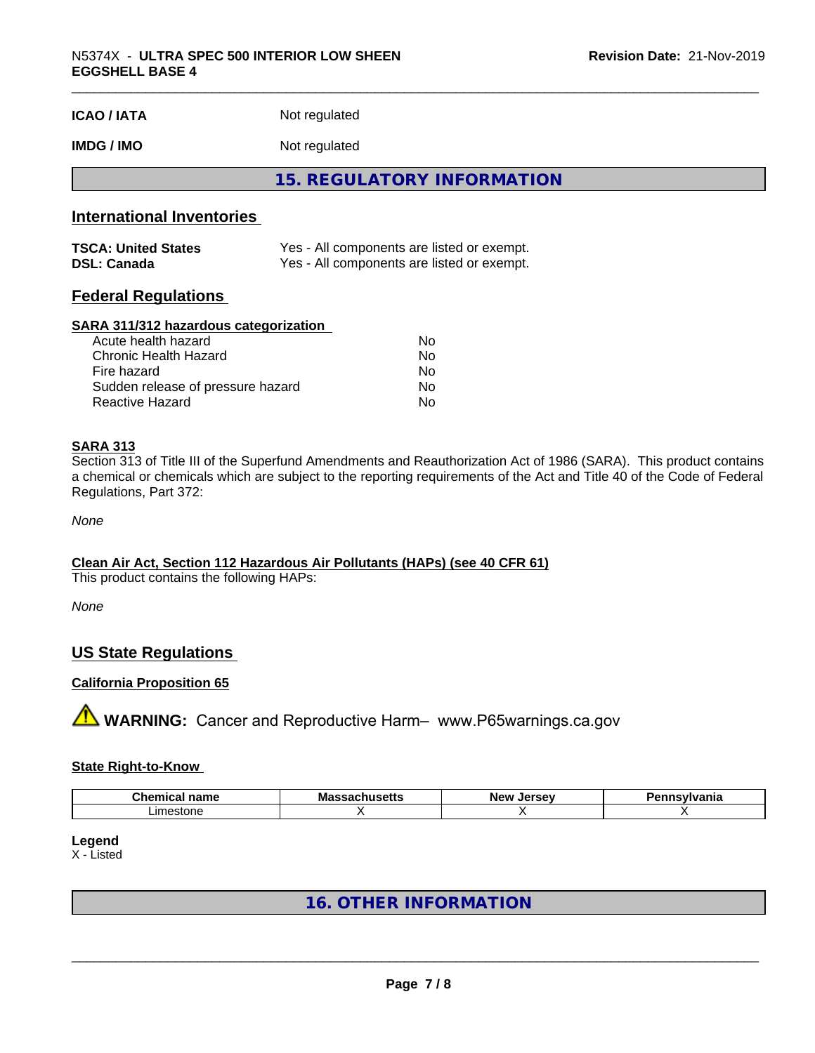| | |
|---|---|
| **ICAO / IATA** | Not regulated |
| **IMDG / IMO** | Not regulated |

## 15. REGULATORY INFORMATION

### International Inventories

| | |
|---|---|
| **TSCA: United States** | Yes - All components are listed or exempt. |
| **DSL: Canada** | Yes - All components are listed or exempt. |

### Federal Regulations

**SARA 311/312 hazardous categorization**

| | |
|---|---|
| Acute health hazard | No |
| Chronic Health Hazard | No |
| Fire hazard | No |
| Sudden release of pressure hazard | No |
| Reactive Hazard | No |

**SARA 313**

Section 313 of Title III of the Superfund Amendments and Reauthorization Act of 1986 (SARA). This product contains a chemical or chemicals which are subject to the reporting requirements of the Act and Title 40 of the Code of Federal Regulations, Part 372:

*None*

**Clean Air Act, Section 112 Hazardous Air Pollutants (HAPs) (see 40 CFR 61)**

This product contains the following HAPs:

*None*

### US State Regulations

**California Proposition 65**

⚠ **WARNING:** Cancer and Reproductive Harm– www.P65warnings.ca.gov

**State Right-to-Know**

| Chemical name | Massachusetts | New Jersey | Pennsylvania |
|---|---|---|---|
| Limestone | X | X | X |

**Legend**

X - Listed

## 16. OTHER INFORMATION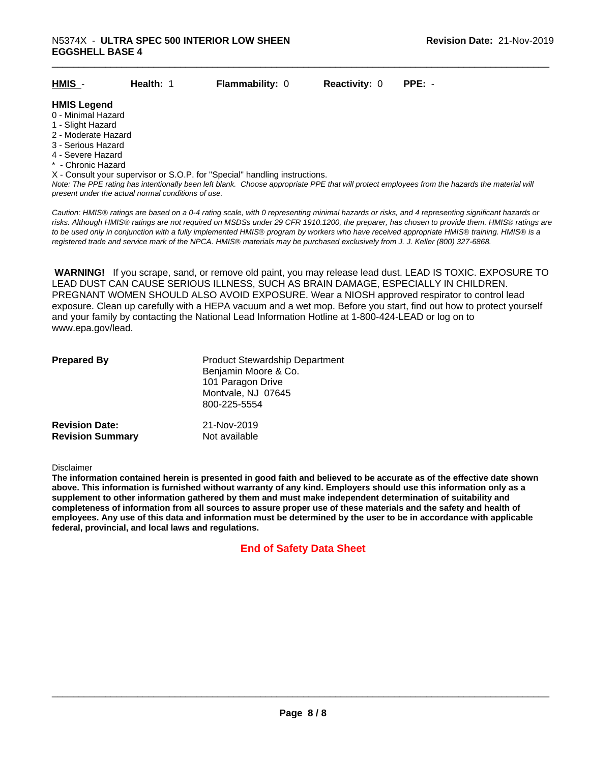| HMIS - | Health: 1 | Flammability: 0 | Reactivity: 0 | PPE: - |
|---|---|---|---|---|

**HMIS Legend**

0 - Minimal Hazard
1 - Slight Hazard
2 - Moderate Hazard
3 - Serious Hazard
4 - Severe Hazard
* - Chronic Hazard
X - Consult your supervisor or S.O.P. for "Special" handling instructions.

*Note: The PPE rating has intentionally been left blank. Choose appropriate PPE that will protect employees from the hazards the material will present under the actual normal conditions of use.*

*Caution: HMIS® ratings are based on a 0-4 rating scale, with 0 representing minimal hazards or risks, and 4 representing significant hazards or risks. Although HMIS® ratings are not required on MSDSs under 29 CFR 1910.1200, the preparer, has chosen to provide them. HMIS® ratings are to be used only in conjunction with a fully implemented HMIS® program by workers who have received appropriate HMIS® training. HMIS® is a registered trade and service mark of the NPCA. HMIS® materials may be purchased exclusively from J. J. Keller (800) 327-6868.*

**WARNING!** If you scrape, sand, or remove old paint, you may release lead dust. LEAD IS TOXIC. EXPOSURE TO LEAD DUST CAN CAUSE SERIOUS ILLNESS, SUCH AS BRAIN DAMAGE, ESPECIALLY IN CHILDREN. PREGNANT WOMEN SHOULD ALSO AVOID EXPOSURE. Wear a NIOSH approved respirator to control lead exposure. Clean up carefully with a HEPA vacuum and a wet mop. Before you start, find out how to protect yourself and your family by contacting the National Lead Information Hotline at 1-800-424-LEAD or log on to www.epa.gov/lead.

| | |
|---|---|
| **Prepared By** | Product Stewardship Department<br>Benjamin Moore & Co.<br>101 Paragon Drive<br>Montvale, NJ 07645<br>800-225-5554 |
| **Revision Date:** | 21-Nov-2019 |
| **Revision Summary** | Not available |

Disclaimer

**The information contained herein is presented in good faith and believed to be accurate as of the effective date shown above. This information is furnished without warranty of any kind. Employers should use this information only as a supplement to other information gathered by them and must make independent determination of suitability and completeness of information from all sources to assure proper use of these materials and the safety and health of employees. Any use of this data and information must be determined by the user to be in accordance with applicable federal, provincial, and local laws and regulations.**

**End of Safety Data Sheet**